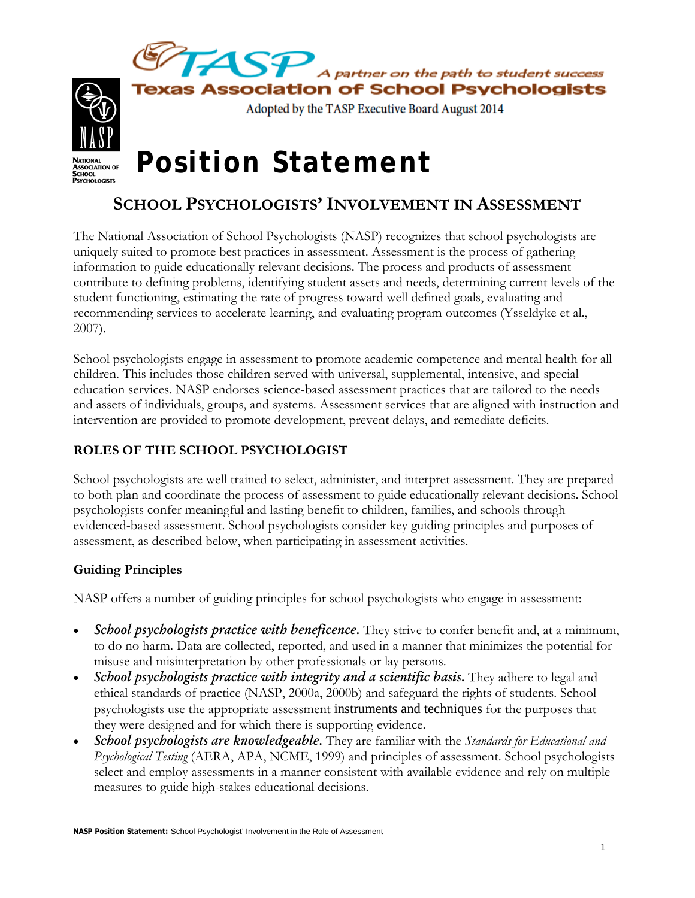TASP — A partner on the path to student success

Texas Association of School Psychologists

Adopted by the TASP Executive Board August 2014

NATIONAL ASSOCIATION OF SCHOOL PSYCHOLOGISTS

# Position Statement

## SCHOOL PSYCHOLOGISTS' INVOLVEMENT IN ASSESSMENT

The National Association of School Psychologists (NASP) recognizes that school psychologists are uniquely suited to promote best practices in assessment. Assessment is the process of gathering information to guide educationally relevant decisions. The process and products of assessment contribute to defining problems, identifying student assets and needs, determining current levels of the student functioning, estimating the rate of progress toward well defined goals, evaluating and recommending services to accelerate learning, and evaluating program outcomes (Ysseldyke et al., 2007).

School psychologists engage in assessment to promote academic competence and mental health for all children. This includes those children served with universal, supplemental, intensive, and special education services. NASP endorses science-based assessment practices that are tailored to the needs and assets of individuals, groups, and systems. Assessment services that are aligned with instruction and intervention are provided to promote development, prevent delays, and remediate deficits.

### ROLES OF THE SCHOOL PSYCHOLOGIST

School psychologists are well trained to select, administer, and interpret assessment. They are prepared to both plan and coordinate the process of assessment to guide educationally relevant decisions. School psychologists confer meaningful and lasting benefit to children, families, and schools through evidenced-based assessment. School psychologists consider key guiding principles and purposes of assessment, as described below, when participating in assessment activities.

#### Guiding Principles

NASP offers a number of guiding principles for school psychologists who engage in assessment:

- ***School psychologists practice with beneficence.*** They strive to confer benefit and, at a minimum, to do no harm. Data are collected, reported, and used in a manner that minimizes the potential for misuse and misinterpretation by other professionals or lay persons.
- ***School psychologists practice with integrity and a scientific basis.*** They adhere to legal and ethical standards of practice (NASP, 2000a, 2000b) and safeguard the rights of students. School psychologists use the appropriate assessment instruments and techniques for the purposes that they were designed and for which there is supporting evidence.
- ***School psychologists are knowledgeable.*** They are familiar with the *Standards for Educational and Psychological Testing* (AERA, APA, NCME, 1999) and principles of assessment. School psychologists select and employ assessments in a manner consistent with available evidence and rely on multiple measures to guide high-stakes educational decisions.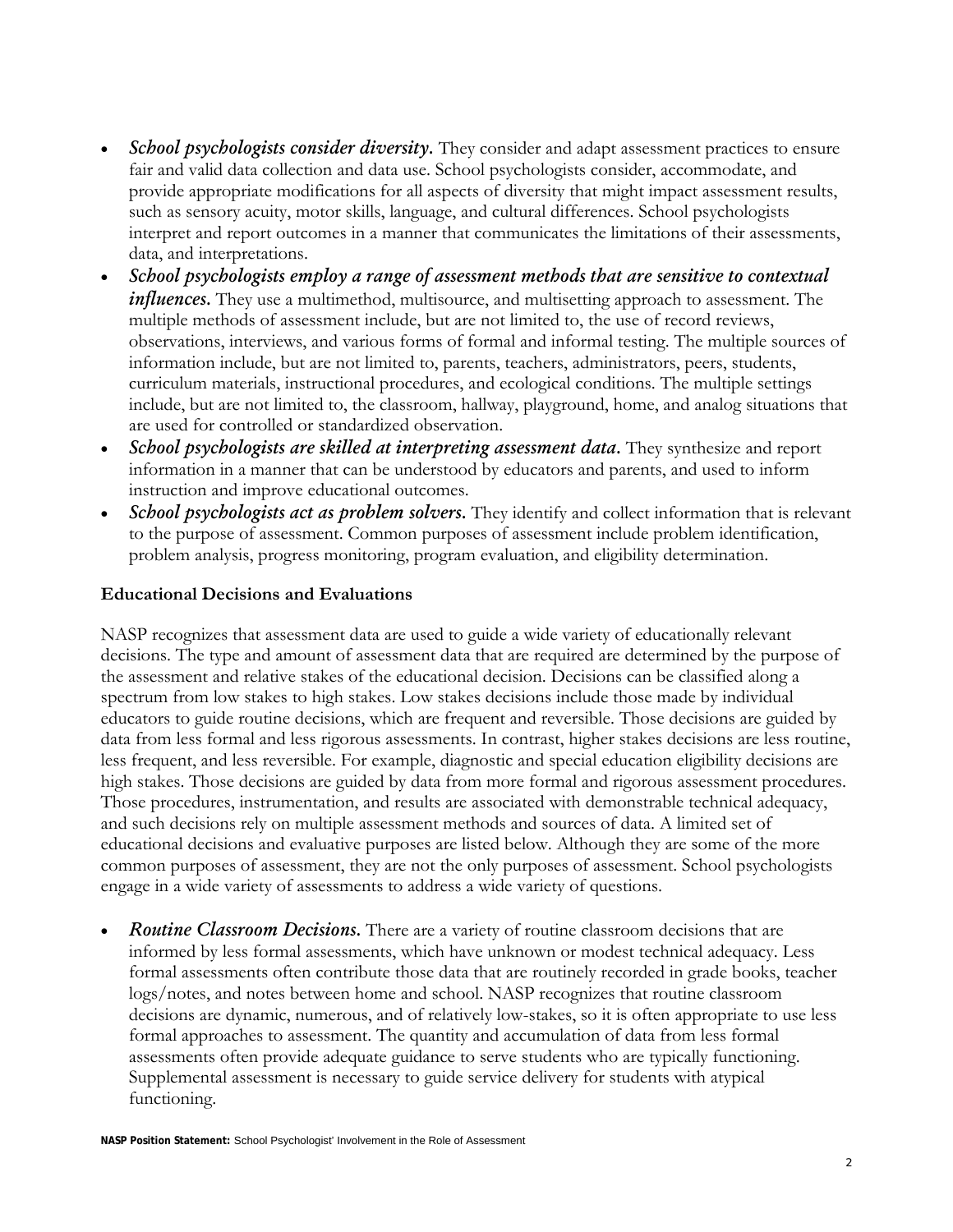- ***School psychologists consider diversity.*** They consider and adapt assessment practices to ensure fair and valid data collection and data use. School psychologists consider, accommodate, and provide appropriate modifications for all aspects of diversity that might impact assessment results, such as sensory acuity, motor skills, language, and cultural differences. School psychologists interpret and report outcomes in a manner that communicates the limitations of their assessments, data, and interpretations.
- ***School psychologists employ a range of assessment methods that are sensitive to contextual influences.*** They use a multimethod, multisource, and multisetting approach to assessment. The multiple methods of assessment include, but are not limited to, the use of record reviews, observations, interviews, and various forms of formal and informal testing. The multiple sources of information include, but are not limited to, parents, teachers, administrators, peers, students, curriculum materials, instructional procedures, and ecological conditions. The multiple settings include, but are not limited to, the classroom, hallway, playground, home, and analog situations that are used for controlled or standardized observation.
- ***School psychologists are skilled at interpreting assessment data.*** They synthesize and report information in a manner that can be understood by educators and parents, and used to inform instruction and improve educational outcomes.
- ***School psychologists act as problem solvers.*** They identify and collect information that is relevant to the purpose of assessment. Common purposes of assessment include problem identification, problem analysis, progress monitoring, program evaluation, and eligibility determination.

**Educational Decisions and Evaluations**

NASP recognizes that assessment data are used to guide a wide variety of educationally relevant decisions. The type and amount of assessment data that are required are determined by the purpose of the assessment and relative stakes of the educational decision. Decisions can be classified along a spectrum from low stakes to high stakes. Low stakes decisions include those made by individual educators to guide routine decisions, which are frequent and reversible. Those decisions are guided by data from less formal and less rigorous assessments. In contrast, higher stakes decisions are less routine, less frequent, and less reversible. For example, diagnostic and special education eligibility decisions are high stakes. Those decisions are guided by data from more formal and rigorous assessment procedures. Those procedures, instrumentation, and results are associated with demonstrable technical adequacy, and such decisions rely on multiple assessment methods and sources of data. A limited set of educational decisions and evaluative purposes are listed below. Although they are some of the more common purposes of assessment, they are not the only purposes of assessment. School psychologists engage in a wide variety of assessments to address a wide variety of questions.

- ***Routine Classroom Decisions.*** There are a variety of routine classroom decisions that are informed by less formal assessments, which have unknown or modest technical adequacy. Less formal assessments often contribute those data that are routinely recorded in grade books, teacher logs/notes, and notes between home and school. NASP recognizes that routine classroom decisions are dynamic, numerous, and of relatively low-stakes, so it is often appropriate to use less formal approaches to assessment. The quantity and accumulation of data from less formal assessments often provide adequate guidance to serve students who are typically functioning. Supplemental assessment is necessary to guide service delivery for students with atypical functioning.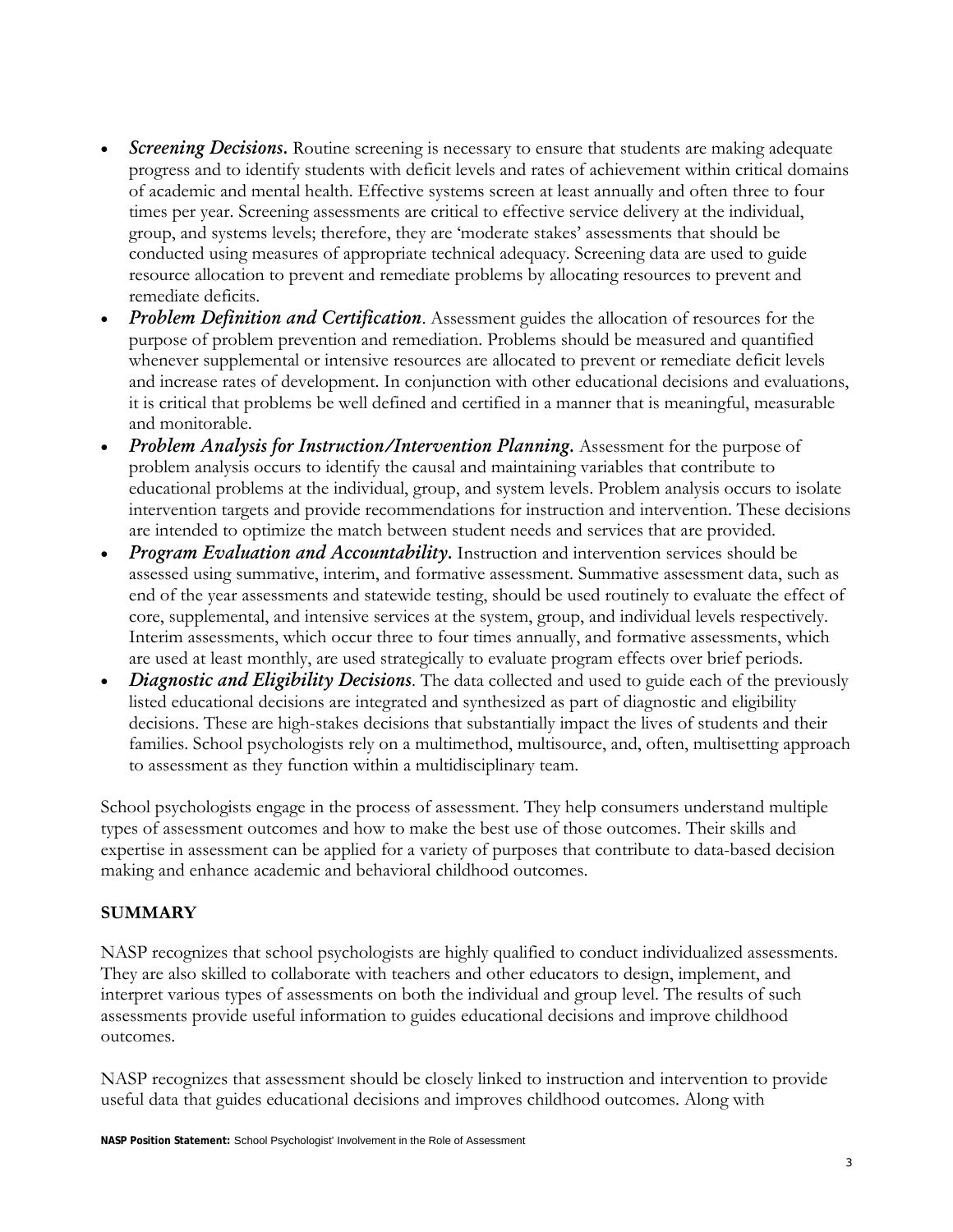- ***Screening Decisions.*** Routine screening is necessary to ensure that students are making adequate progress and to identify students with deficit levels and rates of achievement within critical domains of academic and mental health. Effective systems screen at least annually and often three to four times per year. Screening assessments are critical to effective service delivery at the individual, group, and systems levels; therefore, they are 'moderate stakes' assessments that should be conducted using measures of appropriate technical adequacy. Screening data are used to guide resource allocation to prevent and remediate problems by allocating resources to prevent and remediate deficits.
- ***Problem Definition and Certification***. Assessment guides the allocation of resources for the purpose of problem prevention and remediation. Problems should be measured and quantified whenever supplemental or intensive resources are allocated to prevent or remediate deficit levels and increase rates of development. In conjunction with other educational decisions and evaluations, it is critical that problems be well defined and certified in a manner that is meaningful, measurable and monitorable.
- ***Problem Analysis for Instruction/Intervention Planning.*** Assessment for the purpose of problem analysis occurs to identify the causal and maintaining variables that contribute to educational problems at the individual, group, and system levels. Problem analysis occurs to isolate intervention targets and provide recommendations for instruction and intervention. These decisions are intended to optimize the match between student needs and services that are provided.
- ***Program Evaluation and Accountability.*** Instruction and intervention services should be assessed using summative, interim, and formative assessment. Summative assessment data, such as end of the year assessments and statewide testing, should be used routinely to evaluate the effect of core, supplemental, and intensive services at the system, group, and individual levels respectively. Interim assessments, which occur three to four times annually, and formative assessments, which are used at least monthly, are used strategically to evaluate program effects over brief periods.
- ***Diagnostic and Eligibility Decisions***. The data collected and used to guide each of the previously listed educational decisions are integrated and synthesized as part of diagnostic and eligibility decisions. These are high-stakes decisions that substantially impact the lives of students and their families. School psychologists rely on a multimethod, multisource, and, often, multisetting approach to assessment as they function within a multidisciplinary team.

School psychologists engage in the process of assessment. They help consumers understand multiple types of assessment outcomes and how to make the best use of those outcomes. Their skills and expertise in assessment can be applied for a variety of purposes that contribute to data-based decision making and enhance academic and behavioral childhood outcomes.

## SUMMARY

NASP recognizes that school psychologists are highly qualified to conduct individualized assessments. They are also skilled to collaborate with teachers and other educators to design, implement, and interpret various types of assessments on both the individual and group level. The results of such assessments provide useful information to guides educational decisions and improve childhood outcomes.

NASP recognizes that assessment should be closely linked to instruction and intervention to provide useful data that guides educational decisions and improves childhood outcomes. Along with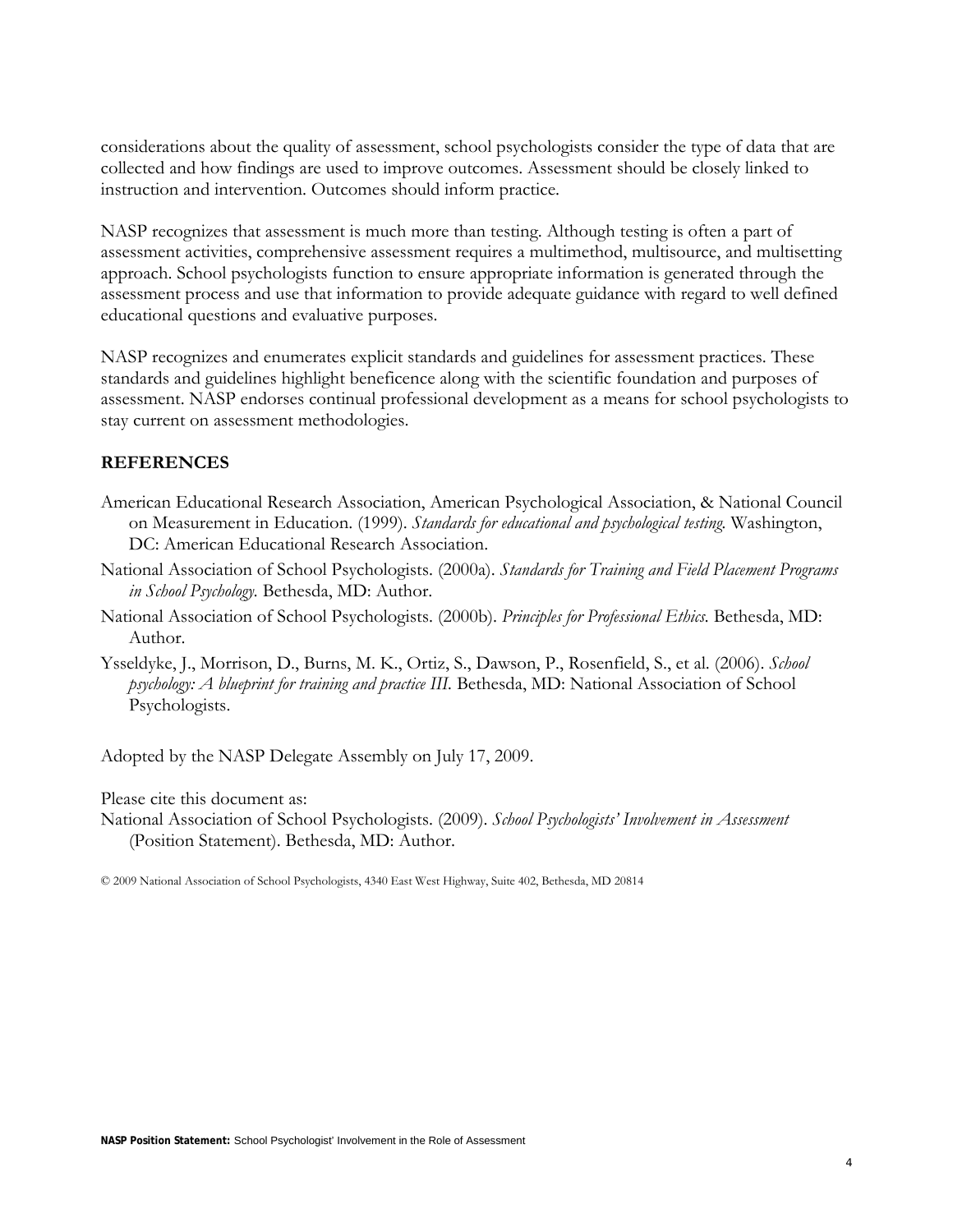considerations about the quality of assessment, school psychologists consider the type of data that are collected and how findings are used to improve outcomes. Assessment should be closely linked to instruction and intervention. Outcomes should inform practice.

NASP recognizes that assessment is much more than testing. Although testing is often a part of assessment activities, comprehensive assessment requires a multimethod, multisource, and multisetting approach. School psychologists function to ensure appropriate information is generated through the assessment process and use that information to provide adequate guidance with regard to well defined educational questions and evaluative purposes.

NASP recognizes and enumerates explicit standards and guidelines for assessment practices. These standards and guidelines highlight beneficence along with the scientific foundation and purposes of assessment. NASP endorses continual professional development as a means for school psychologists to stay current on assessment methodologies.

## REFERENCES

American Educational Research Association, American Psychological Association, & National Council on Measurement in Education. (1999). *Standards for educational and psychological testing.* Washington, DC: American Educational Research Association.

National Association of School Psychologists. (2000a). *Standards for Training and Field Placement Programs in School Psychology.* Bethesda, MD: Author.

National Association of School Psychologists. (2000b). *Principles for Professional Ethics.* Bethesda, MD: Author.

Ysseldyke, J., Morrison, D., Burns, M. K., Ortiz, S., Dawson, P., Rosenfield, S., et al. (2006). *School psychology: A blueprint for training and practice III.* Bethesda, MD: National Association of School Psychologists.

Adopted by the NASP Delegate Assembly on July 17, 2009.

Please cite this document as:

National Association of School Psychologists. (2009). *School Psychologists' Involvement in Assessment* (Position Statement). Bethesda, MD: Author.

© 2009 National Association of School Psychologists, 4340 East West Highway, Suite 402, Bethesda, MD 20814